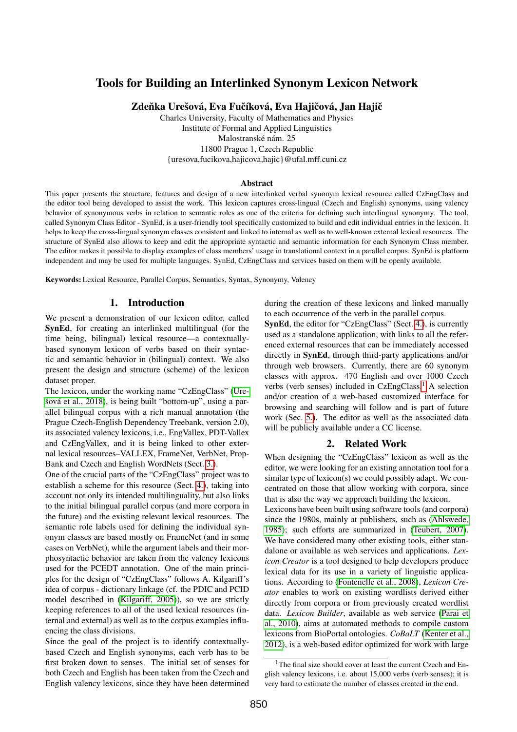# Tools for Building an Interlinked Synonym Lexicon Network

**Zdeňka Urešová, Eva Fučíková, Eva Hajičová, Jan Hajič**

Charles University, Faculty of Mathematics and Physics
Institute of Formal and Applied Linguistics
Malostranské nám. 25
11800 Prague 1, Czech Republic
{uresova,fucikova,hajicova,hajic}@ufal.mff.cuni.cz

## Abstract

This paper presents the structure, features and design of a new interlinked verbal synonym lexical resource called CzEngClass and the editor tool being developed to assist the work. This lexicon captures cross-lingual (Czech and English) synonyms, using valency behavior of synonymous verbs in relation to semantic roles as one of the criteria for defining such interlingual synonymy. The tool, called Synonym Class Editor - SynEd, is a user-friendly tool specifically customized to build and edit individual entries in the lexicon. It helps to keep the cross-lingual synonym classes consistent and linked to internal as well as to well-known external lexical resources. The structure of SynEd also allows to keep and edit the appropriate syntactic and semantic information for each Synonym Class member. The editor makes it possible to display examples of class members' usage in translational context in a parallel corpus. SynEd is platform independent and may be used for multiple languages. SynEd, CzEngClass and services based on them will be openly available.

**Keywords:** Lexical Resource, Parallel Corpus, Semantics, Syntax, Synonymy, Valency

## 1. Introduction

We present a demonstration of our lexicon editor, called **SynEd**, for creating an interlinked multilingual (for the time being, bilingual) lexical resource—a contextually-based synonym lexicon of verbs based on their syntactic and semantic behavior in (bilingual) context. We also present the design and structure (scheme) of the lexicon dataset proper.

The lexicon, under the working name "CzEngClass" (Urešová et al., 2018), is being built "bottom-up", using a parallel bilingual corpus with a rich manual annotation (the Prague Czech-English Dependency Treebank, version 2.0), its associated valency lexicons, i.e., EngVallex, PDT-Vallex and CzEngVallex, and it is being linked to other external lexical resources–VALLEX, FrameNet, VerbNet, PropBank and Czech and English WordNets (Sect. 3.).

One of the crucial parts of the "CzEngClass" project was to establish a scheme for this resource (Sect. 4.), taking into account not only its intended multilinguality, but also links to the initial bilingual parallel corpus (and more corpora in the future) and the existing relevant lexical resources. The semantic role labels used for defining the individual synonym classes are based mostly on FrameNet (and in some cases on VerbNet), while the argument labels and their morphosyntactic behavior are taken from the valency lexicons used for the PCEDT annotation. One of the main principles for the design of "CzEngClass" follows A. Kilgariff's idea of corpus - dictionary linkage (cf. the PDIC and PCID model described in (Kilgariff, 2005)), so we are strictly keeping references to all of the used lexical resources (internal and external) as well as to the corpus examples influencing the class divisions.

Since the goal of the project is to identify contextually-based Czech and English synonyms, each verb has to be first broken down to senses. The initial set of senses for both Czech and English has been taken from the Czech and English valency lexicons, since they have been determined during the creation of these lexicons and linked manually to each occurrence of the verb in the parallel corpus.

**SynEd**, the editor for "CzEngClass" (Sect. 4.), is currently used as a standalone application, with links to all the referenced external resources that can be immediately accessed directly in **SynEd**, through third-party applications and/or through web browsers. Currently, there are 60 synonym classes with approx. 470 English and over 1000 Czech verbs (verb senses) included in CzEngClass.[1] A selection and/or creation of a web-based customized interface for browsing and searching will follow and is part of future work (Sec. 5.). The editor as well as the associated data will be publicly available under a CC license.

## 2. Related Work

When designing the "CzEngClass" lexicon as well as the editor, we were looking for an existing annotation tool for a similar type of lexicon(s) we could possibly adapt. We concentrated on those that allow working with corpora, since that is also the way we approach building the lexicon.

Lexicons have been built using software tools (and corpora) since the 1980s, mainly at publishers, such as (Ahlswede, 1985); such efforts are summarized in (Teubert, 2007). We have considered many other existing tools, either standalone or available as web services and applications. *Lexicon Creator* is a tool designed to help developers produce lexical data for its use in a variety of linguistic applications. According to (Fontenelle et al., 2008), *Lexicon Creator* enables to work on existing wordlists derived either directly from corpora or from previously created wordlist data. *Lexicon Builder*, available as web service (Parai et al., 2010), aims at automated methods to compile custom lexicons from BioPortal ontologies. *CoBaLT* (Kenter et al., 2012), is a web-based editor optimized for work with large

[1] The final size should cover at least the current Czech and English valency lexicons, i.e. about 15,000 verbs (verb senses); it is very hard to estimate the number of classes created in the end.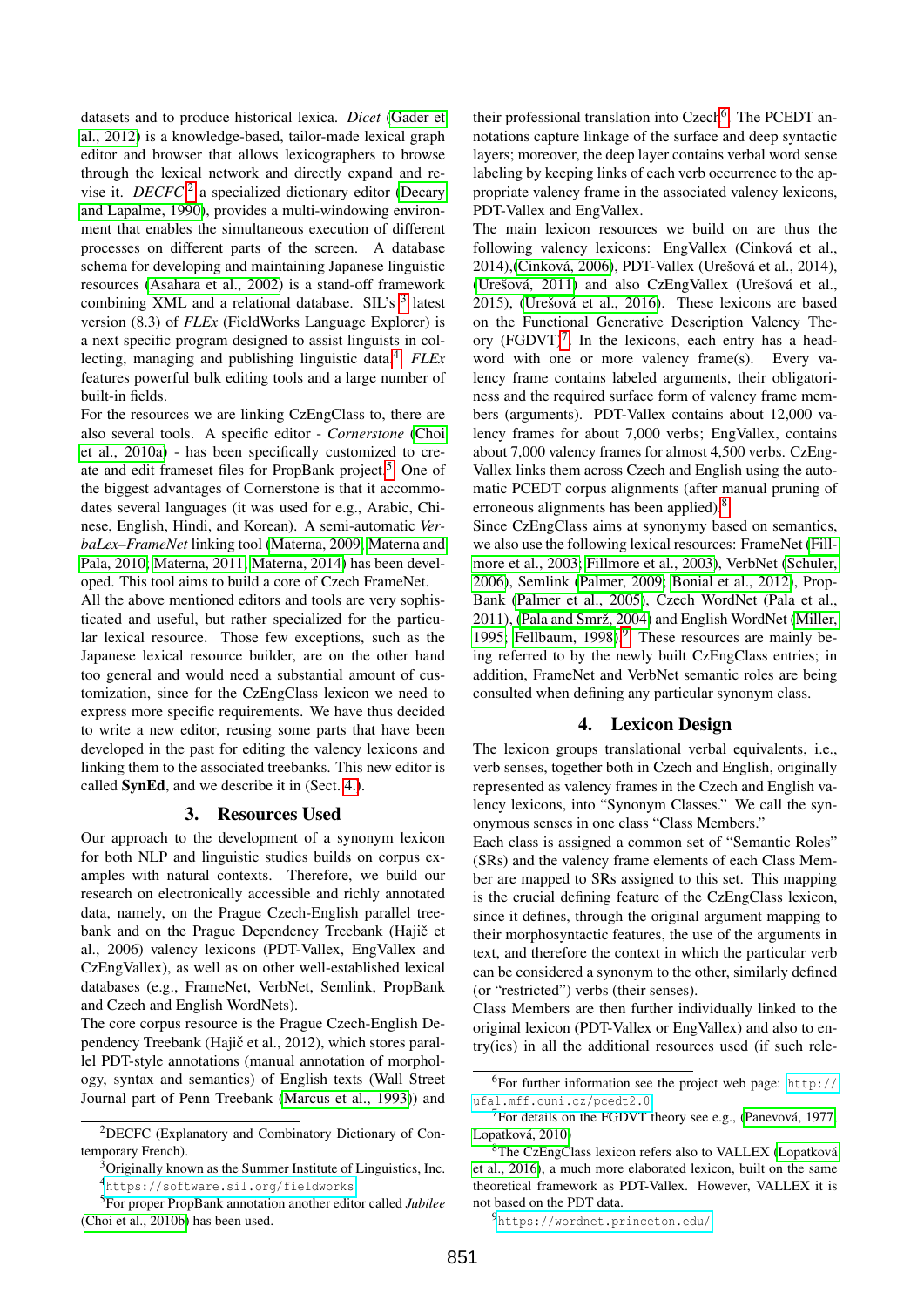datasets and to produce historical lexica. *Dicet* (Gader et al., 2012) is a knowledge-based, tailor-made lexical graph editor and browser that allows lexicographers to browse through the lexical network and directly expand and revise it. *DECFC*[2] a specialized dictionary editor (Decary and Lapalme, 1990), provides a multi-windowing environment that enables the simultaneous execution of different processes on different parts of the screen. A database schema for developing and maintaining Japanese linguistic resources (Asahara et al., 2002) is a stand-off framework combining XML and a relational database. SIL's [3] latest version (8.3) of *FLEx* (FieldWorks Language Explorer) is a next specific program designed to assist linguists in collecting, managing and publishing linguistic data[4]. *FLEx* features powerful bulk editing tools and a large number of built-in fields.

For the resources we are linking CzEngClass to, there are also several tools. A specific editor - *Cornerstone* (Choi et al., 2010a) - has been specifically customized to create and edit frameset files for PropBank project[5]. One of the biggest advantages of Cornerstone is that it accommodates several languages (it was used for e.g., Arabic, Chinese, English, Hindi, and Korean). A semi-automatic *VerbaLex–FrameNet* linking tool (Materna, 2009; Materna and Pala, 2010; Materna, 2011; Materna, 2014) has been developed. This tool aims to build a core of Czech FrameNet.

All the above mentioned editors and tools are very sophisticated and useful, but rather specialized for the particular lexical resource. Those few exceptions, such as the Japanese lexical resource builder, are on the other hand too general and would need a substantial amount of customization, since for the CzEngClass lexicon we need to express more specific requirements. We have thus decided to write a new editor, reusing some parts that have been developed in the past for editing the valency lexicons and linking them to the associated treebanks. This new editor is called **SynEd**, and we describe it in (Sect. 4.).

## 3. Resources Used

Our approach to the development of a synonym lexicon for both NLP and linguistic studies builds on corpus examples with natural contexts. Therefore, we build our research on electronically accessible and richly annotated data, namely, on the Prague Czech-English parallel treebank and on the Prague Dependency Treebank (Hajič et al., 2006) valency lexicons (PDT-Vallex, EngVallex and CzEngVallex), as well as on other well-established lexical databases (e.g., FrameNet, VerbNet, Semlink, PropBank and Czech and English WordNets).

The core corpus resource is the Prague Czech-English Dependency Treebank (Hajič et al., 2012), which stores parallel PDT-style annotations (manual annotation of morphology, syntax and semantics) of English texts (Wall Street Journal part of Penn Treebank (Marcus et al., 1993)) and their professional translation into Czech[6]. The PCEDT annotations capture linkage of the surface and deep syntactic layers; moreover, the deep layer contains verbal word sense labeling by keeping links of each verb occurrence to the appropriate valency frame in the associated valency lexicons, PDT-Vallex and EngVallex.

The main lexicon resources we build on are thus the following valency lexicons: EngVallex (Cinková et al., 2014),(Cinková, 2006), PDT-Vallex (Urešová et al., 2014), (Urešová, 2011) and also CzEngVallex (Urešová et al., 2015), (Urešová et al., 2016). These lexicons are based on the Functional Generative Description Valency Theory (FGDVT)[7]. In the lexicons, each entry has a headword with one or more valency frame(s). Every valency frame contains labeled arguments, their obligatoriness and the required surface form of valency frame members (arguments). PDT-Vallex contains about 12,000 valency frames for about 7,000 verbs; EngVallex, contains about 7,000 valency frames for almost 4,500 verbs. CzEngVallex links them across Czech and English using the automatic PCEDT corpus alignments (after manual pruning of erroneous alignments has been applied)[8].

Since CzEngClass aims at synonymy based on semantics, we also use the following lexical resources: FrameNet (Fillmore et al., 2003; Fillmore et al., 2003), VerbNet (Schuler, 2006), Semlink (Palmer, 2009; Bonial et al., 2012), PropBank (Palmer et al., 2005), Czech WordNet (Pala et al., 2011), (Pala and Smrž, 2004) and English WordNet (Miller, 1995; Fellbaum, 1998)[9]. These resources are mainly being referred to by the newly built CzEngClass entries; in addition, FrameNet and VerbNet semantic roles are being consulted when defining any particular synonym class.

## 4. Lexicon Design

The lexicon groups translational verbal equivalents, i.e., verb senses, together both in Czech and English, originally represented as valency frames in the Czech and English valency lexicons, into "Synonym Classes." We call the synonymous senses in one class "Class Members."

Each class is assigned a common set of "Semantic Roles" (SRs) and the valency frame elements of each Class Member are mapped to SRs assigned to this set. This mapping is the crucial defining feature of the CzEngClass lexicon, since it defines, through the original argument mapping to their morphosyntactic features, the use of the arguments in text, and therefore the context in which the particular verb can be considered a synonym to the other, similarly defined (or "restricted") verbs (their senses).

Class Members are then further individually linked to the original lexicon (PDT-Vallex or EngVallex) and also to entry(ies) in all the additional resources used (if such rele-

---

[2] DECFC (Explanatory and Combinatory Dictionary of Contemporary French).

[3] Originally known as the Summer Institute of Linguistics, Inc.

[4] https://software.sil.org/fieldworks

[5] For proper PropBank annotation another editor called *Jubilee* (Choi et al., 2010b) has been used.

[6] For further information see the project web page: http://ufal.mff.cuni.cz/pcedt2.0

[7] For details on the FGDVT theory see e.g., (Panevová, 1977; Lopatková, 2010)

[8] The CzEngClass lexicon refers also to VALLEX (Lopatková et al., 2016), a much more elaborated lexicon, built on the same theoretical framework as PDT-Vallex. However, VALLEX it is not based on the PDT data.

[9] https://wordnet.princeton.edu/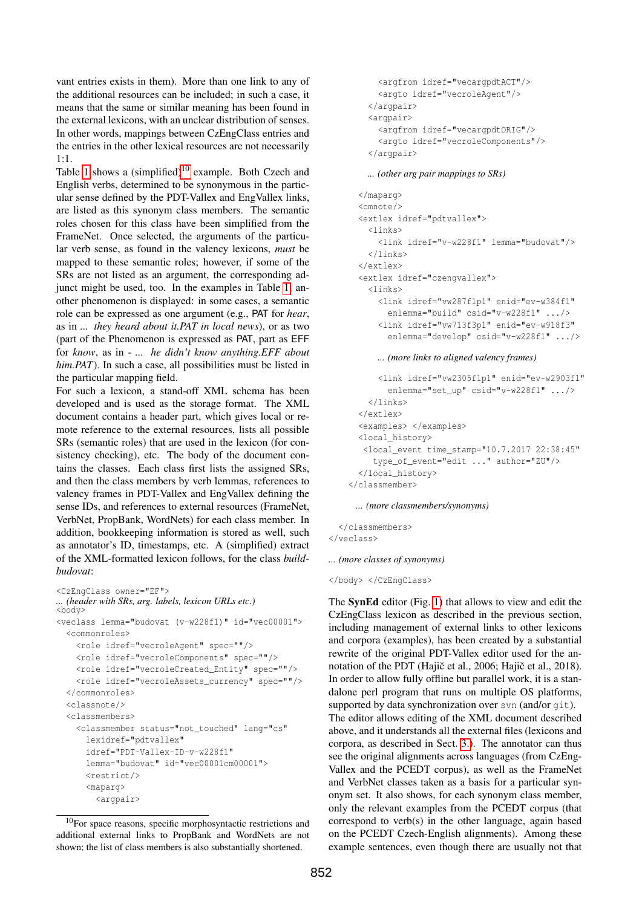vant entries exists in them). More than one link to any of the additional resources can be included; in such a case, it means that the same or similar meaning has been found in the external lexicons, with an unclear distribution of senses. In other words, mappings between CzEngClass entries and the entries in the other lexical resources are not necessarily 1:1.

Table 1 shows a (simplified)[10] example. Both Czech and English verbs, determined to be synonymous in the particular sense defined by the PDT-Vallex and EngVallex links, are listed as this synonym class members. The semantic roles chosen for this class have been simplified from the FrameNet. Once selected, the arguments of the particular verb sense, as found in the valency lexicons, *must* be mapped to these semantic roles; however, if some of the SRs are not listed as an argument, the corresponding adjunct might be used, too. In the examples in Table 1, another phenomenon is displayed: in some cases, a semantic role can be expressed as one argument (e.g., PAT for *hear*, as in *... they heard about it.PAT in local news*), or as two (part of the Phenomenon is expressed as PAT, part as EFF for *know*, as in - *... he didn't know anything.EFF about him.PAT*). In such a case, all possibilities must be listed in the particular mapping field.

For such a lexicon, a stand-off XML schema has been developed and is used as the storage format. The XML document contains a header part, which gives local or remote reference to the external resources, lists all possible SRs (semantic roles) that are used in the lexicon (for consistency checking), etc. The body of the document contains the classes. Each class first lists the assigned SRs, and then the class members by verb lemmas, references to valency frames in PDT-Vallex and EngVallex defining the sense IDs, and references to external resources (FrameNet, VerbNet, PropBank, WordNets) for each class member. In addition, bookkeeping information is stored as well, such as annotator's ID, timestamps, etc. A (simplified) extract of the XML-formatted lexicon follows, for the class *build-budovat*:

```
<CzEngClass owner="EF">
... (header with SRs, arg. labels, lexicon URLs etc.)
<body>
<veclass lemma="budovat (v-w228f1)" id="vec00001">
  <commonroles>
    <role idref="vecroleAgent" spec=""/>
    <role idref="vecroleComponents" spec=""/>
    <role idref="vecroleCreated_Entity" spec=""/>
    <role idref="vecroleAssets_currency" spec=""/>
  </commonroles>
  <classnote/>
  <classmembers>
    <classmember status="not_touched" lang="cs"
      lexidref="pdtvallex"
      idref="PDT-Vallex-ID-v-w228f1"
      lemma="budovat" id="vec00001cm00001">
      <restrict/>
      <maparg>
        <argpair>
          <argfrom idref="vecargpdtACT"/>
          <argto idref="vecroleAgent"/>
        </argpair>
        <argpair>
          <argfrom idref="vecargpdtORIG"/>
          <argto idref="vecroleComponents"/>
        </argpair>

        ... (other arg pair mappings to SRs)

      </maparg>
      <cmnote/>
      <extlex idref="pdtvallex">
        <links>
          <link idref="v-w228f1" lemma="budovat"/>
        </links>
      </extlex>
      <extlex idref="czengvallex">
        <links>
          <link idref="vw287f1p1" enid="ev-w384f1"
            enlemma="build" csid="v-w228f1" .../>
          <link idref="vw713f3p1" enid="ev-w918f3"
            enlemma="develop" csid="v-w228f1" .../>

          ... (more links to aligned valency frames)

          <link idref="vw2305f1p1" enid="ev-w2903f1"
            enlemma="set_up" csid="v-w228f1" .../>
        </links>
      </extlex>
      <examples> </examples>
      <local_history>
       <local_event time_stamp="10.7.2017 22:38:45"
         type_of_event="edit ..." author="ZU"/>
      </local_history>
    </classmember>

    ... (more classmembers/synonyms)

  </classmembers>
</veclass>

... (more classes of synonyms)

</body> </CzEngClass>
```

The **SynEd** editor (Fig. 1) that allows to view and edit the CzEngClass lexicon as described in the previous section, including management of external links to other lexicons and corpora (examples), has been created by a substantial rewrite of the original PDT-Vallex editor used for the annotation of the PDT (Hajič et al., 2006; Hajič et al., 2018). In order to allow fully offline but parallel work, it is a standalone perl program that runs on multiple OS platforms, supported by data synchronization over svn (and/or git). The editor allows editing of the XML document described above, and it understands all the external files (lexicons and corpora, as described in Sect. 3.). The annotator can thus see the original alignments across languages (from CzEngVallex and the PCEDT corpus), as well as the FrameNet and VerbNet classes taken as a basis for a particular synonym set. It also shows, for each synonym class member, only the relevant examples from the PCEDT corpus (that correspond to verb(s) in the other language, again based on the PCEDT Czech-English alignments). Among these example sentences, even though there are usually not that

[10] For space reasons, specific morphosyntactic restrictions and additional external links to PropBank and WordNets are not shown; the list of class members is also substantially shortened.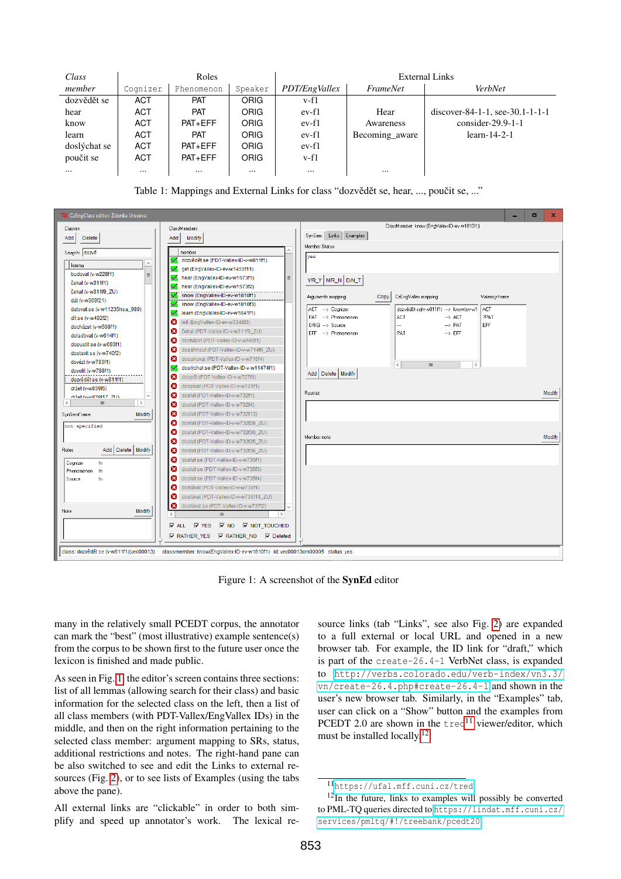| Class member | Roles | | | External Links | | |
|---|---|---|---|---|---|---|
| | Cognizer | Phenomenon | Speaker | *PDT/EngVallex* | *FrameNet* | *VerbNet* |
| dozvědět se | ACT | PAT | ORIG | v-f1 | | |
| hear | ACT | PAT | ORIG | ev-f1 | Hear | discover-84-1-1, see-30.1-1-1-1 |
| know | ACT | PAT+EFF | ORIG | ev-f1 | Awareness | consider-29.9-1-1 |
| learn | ACT | PAT | ORIG | ev-f1 | Becoming_aware | learn-14-2-1 |
| doslýchat se | ACT | PAT+EFF | ORIG | ev-f1 | | |
| poučit se | ACT | PAT+EFF | ORIG | v-f1 | | |
| ... | ... | ... | ... | ... | ... | |

Table 1: Mappings and External Links for class "dozvědět se, hear, ..., poučit se, ..."

Figure 1: A screenshot of the **SynEd** editor

many in the relatively small PCEDT corpus, the annotator can mark the "best" (most illustrative) example sentence(s) from the corpus to be shown first to the future user once the lexicon is finished and made public.

As seen in Fig. 1 the editor's screen contains three sections: list of all lemmas (allowing search for their class) and basic information for the selected class on the left, then a list of all class members (with PDT-Vallex/EngVallex IDs) in the middle, and then on the right information pertaining to the selected class member: argument mapping to SRs, status, additional restrictions and notes. The right-hand pane can be also switched to see and edit the Links to external resources (Fig. 2), or to see lists of Examples (using the tabs above the pane).

All external links are "clickable" in order to both simplify and speed up annotator's work. The lexical resource links (tab "Links", see also Fig. 2) are expanded to a full external or local URL and opened in a new browser tab. For example, the ID link for "draft," which is part of the `create-26.4-1` VerbNet class, is expanded to `http://verbs.colorado.edu/verb-index/vn3.3/vn/create-26.4.php#create-26.4-1` and shown in the user's new browser tab. Similarly, in the "Examples" tab, user can click on a "Show" button and the examples from PCEDT 2.0 are shown in the `tred`[11] viewer/editor, which must be installed locally.[12]

[11] `https://ufal.mff.cuni.cz/tred`

[12] In the future, links to examples will possibly be converted to PML-TQ queries directed to `https://lindat.mff.cuni.cz/services/pmltq/#!/treebank/pcedt20`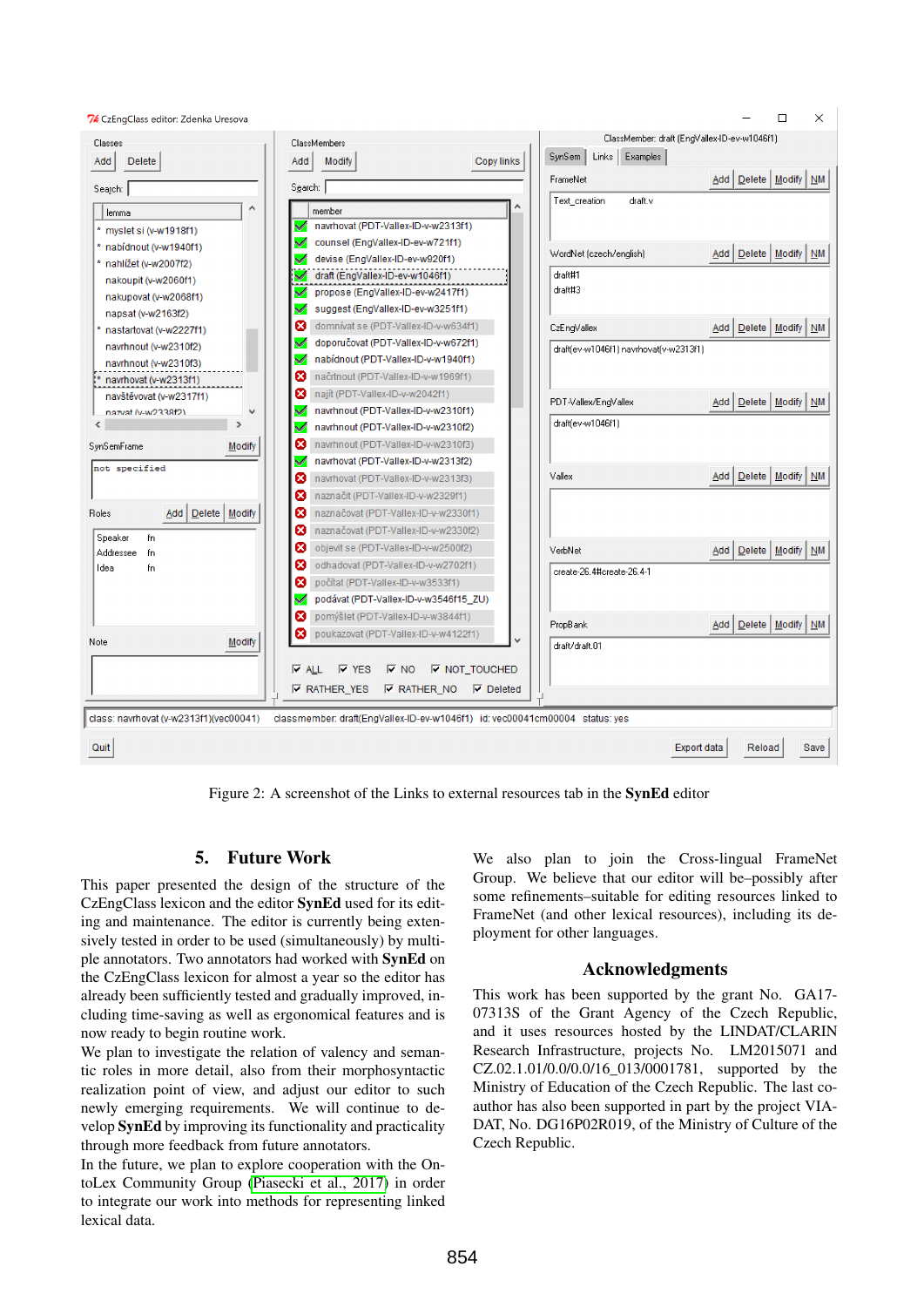Figure 2: A screenshot of the Links to external resources tab in the **SynEd** editor

## 5. Future Work

This paper presented the design of the structure of the CzEngClass lexicon and the editor **SynEd** used for its editing and maintenance. The editor is currently being extensively tested in order to be used (simultaneously) by multiple annotators. Two annotators had worked with **SynEd** on the CzEngClass lexicon for almost a year so the editor has already been sufficiently tested and gradually improved, including time-saving as well as ergonomical features and is now ready to begin routine work.

We plan to investigate the relation of valency and semantic roles in more detail, also from their morphosyntactic realization point of view, and adjust our editor to such newly emerging requirements. We will continue to develop **SynEd** by improving its functionality and practicality through more feedback from future annotators.

In the future, we plan to explore cooperation with the OntoLex Community Group (Piasecki et al., 2017) in order to integrate our work into methods for representing linked lexical data.

We also plan to join the Cross-lingual FrameNet Group. We believe that our editor will be–possibly after some refinements–suitable for editing resources linked to FrameNet (and other lexical resources), including its deployment for other languages.

## Acknowledgments

This work has been supported by the grant No. GA17-07313S of the Grant Agency of the Czech Republic, and it uses resources hosted by the LINDAT/CLARIN Research Infrastructure, projects No. LM2015071 and CZ.02.1.01/0.0/0.0/16_013/0001781, supported by the Ministry of Education of the Czech Republic. The last coauthor has also been supported in part by the project VIADAT, No. DG16P02R019, of the Ministry of Culture of the Czech Republic.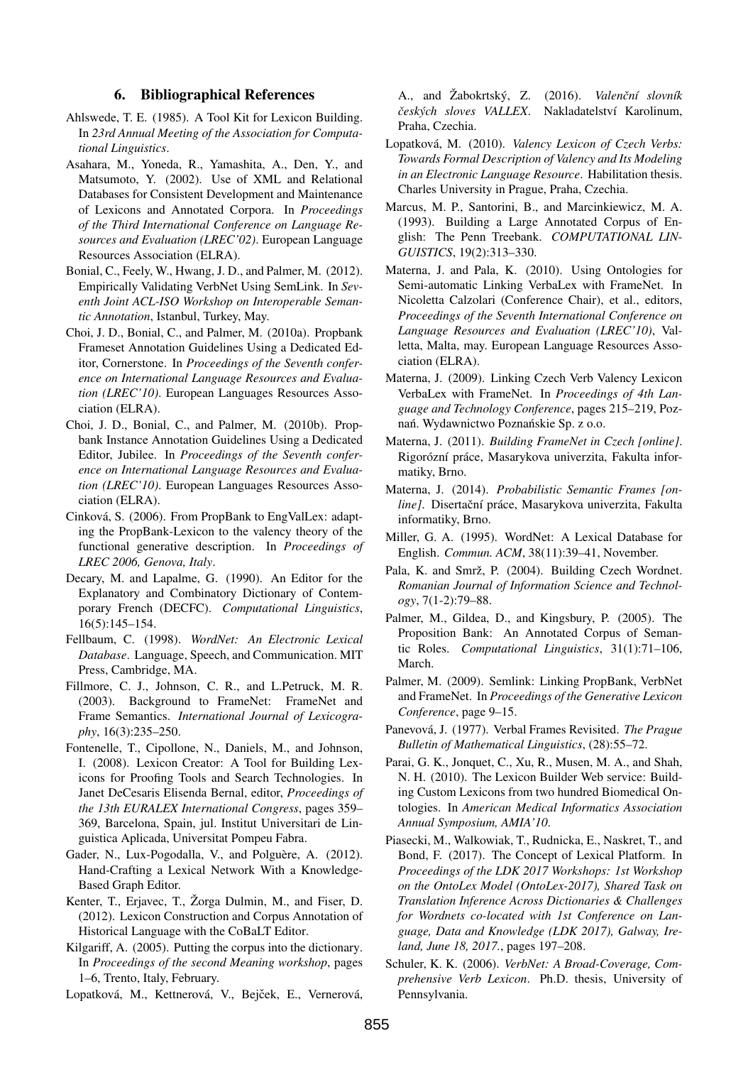## 6. Bibliographical References

Ahlswede, T. E. (1985). A Tool Kit for Lexicon Building. In *23rd Annual Meeting of the Association for Computational Linguistics*.

Asahara, M., Yoneda, R., Yamashita, A., Den, Y., and Matsumoto, Y. (2002). Use of XML and Relational Databases for Consistent Development and Maintenance of Lexicons and Annotated Corpora. In *Proceedings of the Third International Conference on Language Resources and Evaluation (LREC'02)*. European Language Resources Association (ELRA).

Bonial, C., Feely, W., Hwang, J. D., and Palmer, M. (2012). Empirically Validating VerbNet Using SemLink. In *Seventh Joint ACL-ISO Workshop on Interoperable Semantic Annotation*, Istanbul, Turkey, May.

Choi, J. D., Bonial, C., and Palmer, M. (2010a). Propbank Frameset Annotation Guidelines Using a Dedicated Editor, Cornerstone. In *Proceedings of the Seventh conference on International Language Resources and Evaluation (LREC'10)*. European Languages Resources Association (ELRA).

Choi, J. D., Bonial, C., and Palmer, M. (2010b). Propbank Instance Annotation Guidelines Using a Dedicated Editor, Jubilee. In *Proceedings of the Seventh conference on International Language Resources and Evaluation (LREC'10)*. European Languages Resources Association (ELRA).

Cinková, S. (2006). From PropBank to EngValLex: adapting the PropBank-Lexicon to the valency theory of the functional generative description. In *Proceedings of LREC 2006, Genova, Italy*.

Decary, M. and Lapalme, G. (1990). An Editor for the Explanatory and Combinatory Dictionary of Contemporary French (DECFC). *Computational Linguistics*, 16(5):145–154.

Fellbaum, C. (1998). *WordNet: An Electronic Lexical Database*. Language, Speech, and Communication. MIT Press, Cambridge, MA.

Fillmore, C. J., Johnson, C. R., and L.Petruck, M. R. (2003). Background to FrameNet: FrameNet and Frame Semantics. *International Journal of Lexicography*, 16(3):235–250.

Fontenelle, T., Cipollone, N., Daniels, M., and Johnson, I. (2008). Lexicon Creator: A Tool for Building Lexicons for Proofing Tools and Search Technologies. In Janet DeCesaris Elisenda Bernal, editor, *Proceedings of the 13th EURALEX International Congress*, pages 359–369, Barcelona, Spain, jul. Institut Universitari de Linguistica Aplicada, Universitat Pompeu Fabra.

Gader, N., Lux-Pogodalla, V., and Polguère, A. (2012). Hand-Crafting a Lexical Network With a Knowledge-Based Graph Editor.

Kenter, T., Erjavec, T., Žorga Dulmin, M., and Fiser, D. (2012). Lexicon Construction and Corpus Annotation of Historical Language with the CoBaLT Editor.

Kilgariff, A. (2005). Putting the corpus into the dictionary. In *Proceedings of the second Meaning workshop*, pages 1–6, Trento, Italy, February.

Lopatková, M., Kettnerová, V., Bejček, E., Vernerová, A., and Žabokrtský, Z. (2016). *Valenční slovník českých sloves VALLEX*. Nakladatelství Karolinum, Praha, Czechia.

Lopatková, M. (2010). *Valency Lexicon of Czech Verbs: Towards Formal Description of Valency and Its Modeling in an Electronic Language Resource*. Habilitation thesis. Charles University in Prague, Praha, Czechia.

Marcus, M. P., Santorini, B., and Marcinkiewicz, M. A. (1993). Building a Large Annotated Corpus of English: The Penn Treebank. *COMPUTATIONAL LINGUISTICS*, 19(2):313–330.

Materna, J. and Pala, K. (2010). Using Ontologies for Semi-automatic Linking VerbaLex with FrameNet. In Nicoletta Calzolari (Conference Chair), et al., editors, *Proceedings of the Seventh International Conference on Language Resources and Evaluation (LREC'10)*, Valletta, Malta, may. European Language Resources Association (ELRA).

Materna, J. (2009). Linking Czech Verb Valency Lexicon VerbaLex with FrameNet. In *Proceedings of 4th Language and Technology Conference*, pages 215–219, Poznań. Wydawnictwo Poznańskie Sp. z o.o.

Materna, J. (2011). *Building FrameNet in Czech [online]*. Rigorózní práce, Masarykova univerzita, Fakulta informatiky, Brno.

Materna, J. (2014). *Probabilistic Semantic Frames [online]*. Disertační práce, Masarykova univerzita, Fakulta informatiky, Brno.

Miller, G. A. (1995). WordNet: A Lexical Database for English. *Commun. ACM*, 38(11):39–41, November.

Pala, K. and Smrž, P. (2004). Building Czech Wordnet. *Romanian Journal of Information Science and Technology*, 7(1-2):79–88.

Palmer, M., Gildea, D., and Kingsbury, P. (2005). The Proposition Bank: An Annotated Corpus of Semantic Roles. *Computational Linguistics*, 31(1):71–106, March.

Palmer, M. (2009). Semlink: Linking PropBank, VerbNet and FrameNet. In *Proceedings of the Generative Lexicon Conference*, page 9–15.

Panevová, J. (1977). Verbal Frames Revisited. *The Prague Bulletin of Mathematical Linguistics*, (28):55–72.

Parai, G. K., Jonquet, C., Xu, R., Musen, M. A., and Shah, N. H. (2010). The Lexicon Builder Web service: Building Custom Lexicons from two hundred Biomedical Ontologies. In *American Medical Informatics Association Annual Symposium, AMIA'10*.

Piasecki, M., Walkowiak, T., Rudnicka, E., Naskret, T., and Bond, F. (2017). The Concept of Lexical Platform. In *Proceedings of the LDK 2017 Workshops: 1st Workshop on the OntoLex Model (OntoLex-2017), Shared Task on Translation Inference Across Dictionaries & Challenges for Wordnets co-located with 1st Conference on Language, Data and Knowledge (LDK 2017), Galway, Ireland, June 18, 2017.*, pages 197–208.

Schuler, K. K. (2006). *VerbNet: A Broad-Coverage, Comprehensive Verb Lexicon*. Ph.D. thesis, University of Pennsylvania.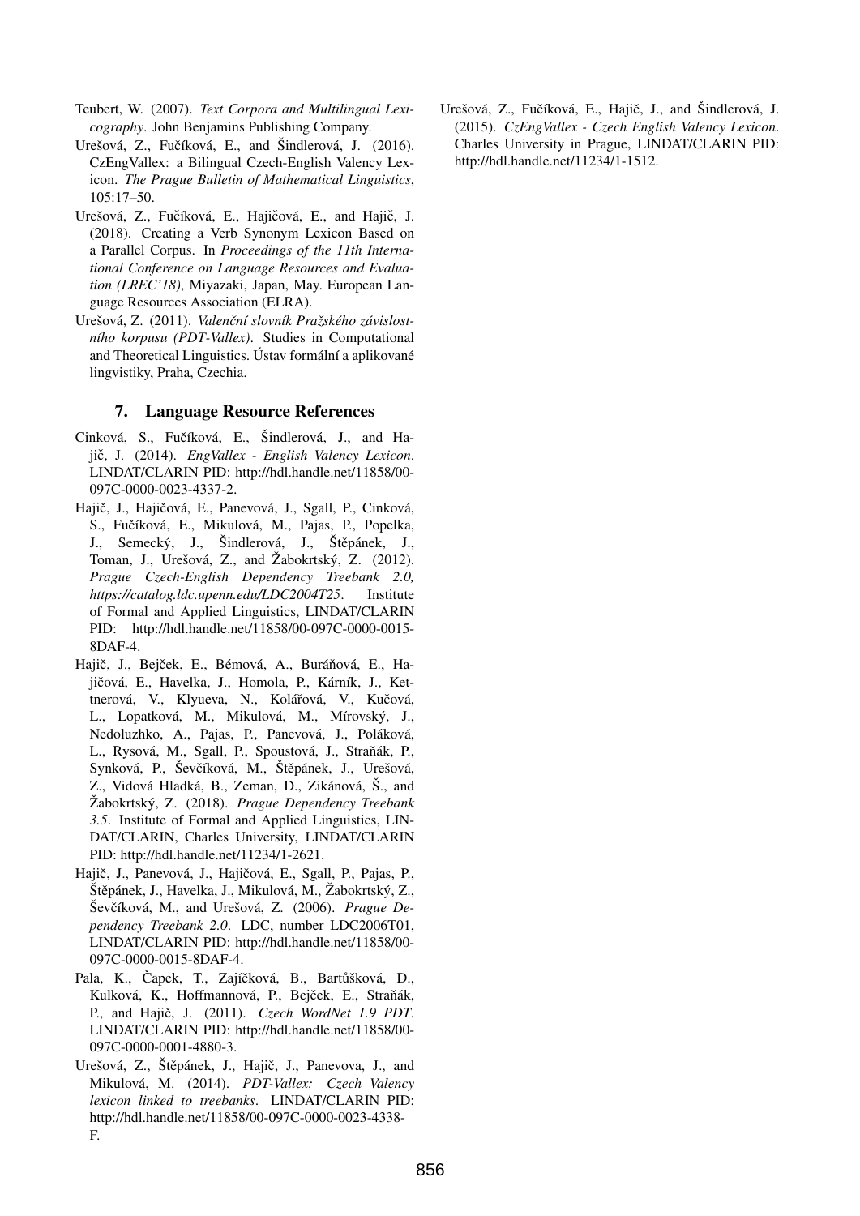Teubert, W. (2007). *Text Corpora and Multilingual Lexicography*. John Benjamins Publishing Company.

Urešová, Z., Fučíková, E., and Šindlerová, J. (2016). CzEngVallex: a Bilingual Czech-English Valency Lexicon. *The Prague Bulletin of Mathematical Linguistics*, 105:17–50.

Urešová, Z., Fučíková, E., Hajičová, E., and Hajič, J. (2018). Creating a Verb Synonym Lexicon Based on a Parallel Corpus. In *Proceedings of the 11th International Conference on Language Resources and Evaluation (LREC'18)*, Miyazaki, Japan, May. European Language Resources Association (ELRA).

Urešová, Z. (2011). *Valenční slovník Pražského závislostního korpusu (PDT-Vallex)*. Studies in Computational and Theoretical Linguistics. Ústav formální a aplikované lingvistiky, Praha, Czechia.

## 7. Language Resource References

Cinková, S., Fučíková, E., Šindlerová, J., and Hajič, J. (2014). *EngVallex - English Valency Lexicon*. LINDAT/CLARIN PID: http://hdl.handle.net/11858/00-097C-0000-0023-4337-2.

Hajič, J., Hajičová, E., Panevová, J., Sgall, P., Cinková, S., Fučíková, E., Mikulová, M., Pajas, P., Popelka, J., Semecký, J., Šindlerová, J., Štěpánek, J., Toman, J., Urešová, Z., and Žabokrtský, Z. (2012). *Prague Czech-English Dependency Treebank 2.0, https://catalog.ldc.upenn.edu/LDC2004T25*. Institute of Formal and Applied Linguistics, LINDAT/CLARIN PID: http://hdl.handle.net/11858/00-097C-0000-0015-8DAF-4.

Hajič, J., Bejček, E., Bémová, A., Buráňová, E., Hajičová, E., Havelka, J., Homola, P., Kárník, J., Kettnerová, V., Klyueva, N., Kolářová, V., Kučová, L., Lopatková, M., Mikulová, M., Mírovský, J., Nedoluzhko, A., Pajas, P., Panevová, J., Poláková, L., Rysová, M., Sgall, P., Spoustová, J., Straňák, P., Synková, P., Ševčíková, M., Štěpánek, J., Urešová, Z., Vidová Hladká, B., Zeman, D., Zikánová, Š., and Žabokrtský, Z. (2018). *Prague Dependency Treebank 3.5*. Institute of Formal and Applied Linguistics, LINDAT/CLARIN, Charles University, LINDAT/CLARIN PID: http://hdl.handle.net/11234/1-2621.

Hajič, J., Panevová, J., Hajičová, E., Sgall, P., Pajas, P., Štěpánek, J., Havelka, J., Mikulová, M., Žabokrtský, Z., Ševčíková, M., and Urešová, Z. (2006). *Prague Dependency Treebank 2.0*. LDC, number LDC2006T01, LINDAT/CLARIN PID: http://hdl.handle.net/11858/00-097C-0000-0015-8DAF-4.

Pala, K., Čapek, T., Zajíčková, B., Bartůšková, D., Kulková, K., Hoffmannová, P., Bejček, E., Straňák, P., and Hajič, J. (2011). *Czech WordNet 1.9 PDT*. LINDAT/CLARIN PID: http://hdl.handle.net/11858/00-097C-0000-0001-4880-3.

Urešová, Z., Štěpánek, J., Hajič, J., Panevova, J., and Mikulová, M. (2014). *PDT-Vallex: Czech Valency lexicon linked to treebanks*. LINDAT/CLARIN PID: http://hdl.handle.net/11858/00-097C-0000-0023-4338-F.

Urešová, Z., Fučíková, E., Hajič, J., and Šindlerová, J. (2015). *CzEngVallex - Czech English Valency Lexicon*. Charles University in Prague, LINDAT/CLARIN PID: http://hdl.handle.net/11234/1-1512.